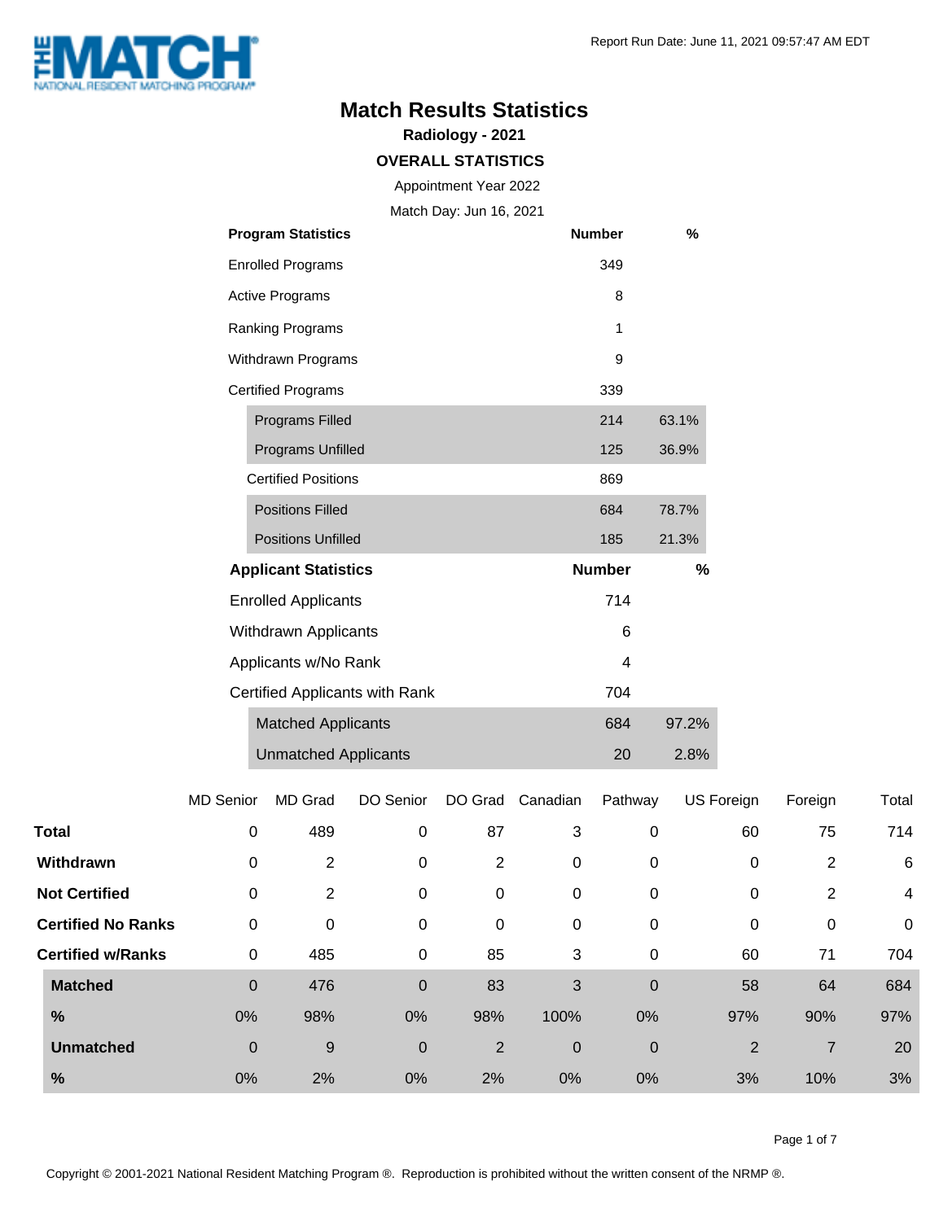THE MATCH® NATIONAL RESIDENT MATCHING PROGRAM®

Report Run Date: June 11, 2021 09:57:47 AM EDT

# Match Results Statistics

### Radiology - 2021

### OVERALL STATISTICS

Appointment Year 2022

Match Day: Jun 16, 2021

| Program Statistics | Number | % |
|---|---|---|
| Enrolled Programs | 349 | |
| Active Programs | 8 | |
| Ranking Programs | 1 | |
| Withdrawn Programs | 9 | |
| Certified Programs | 339 | |
| Programs Filled | 214 | 63.1% |
| Programs Unfilled | 125 | 36.9% |
| Certified Positions | 869 | |
| Positions Filled | 684 | 78.7% |
| Positions Unfilled | 185 | 21.3% |

| Applicant Statistics | Number | % |
|---|---|---|
| Enrolled Applicants | 714 | |
| Withdrawn Applicants | 6 | |
| Applicants w/No Rank | 4 | |
| Certified Applicants with Rank | 704 | |
| Matched Applicants | 684 | 97.2% |
| Unmatched Applicants | 20 | 2.8% |

| | MD Senior | MD Grad | DO Senior | DO Grad | Canadian | Pathway | US Foreign | Foreign | Total |
|---|---|---|---|---|---|---|---|---|---|
| **Total** | 0 | 489 | 0 | 87 | 3 | 0 | 60 | 75 | 714 |
| **Withdrawn** | 0 | 2 | 0 | 2 | 0 | 0 | 0 | 2 | 6 |
| **Not Certified** | 0 | 2 | 0 | 0 | 0 | 0 | 0 | 2 | 4 |
| **Certified No Ranks** | 0 | 0 | 0 | 0 | 0 | 0 | 0 | 0 | 0 |
| **Certified w/Ranks** | 0 | 485 | 0 | 85 | 3 | 0 | 60 | 71 | 704 |
| **Matched** | 0 | 476 | 0 | 83 | 3 | 0 | 58 | 64 | 684 |
| **%** | 0% | 98% | 0% | 98% | 100% | 0% | 97% | 90% | 97% |
| **Unmatched** | 0 | 9 | 0 | 2 | 0 | 0 | 2 | 7 | 20 |
| **%** | 0% | 2% | 0% | 2% | 0% | 0% | 3% | 10% | 3% |

Copyright © 2001-2021 National Resident Matching Program ®. Reproduction is prohibited without the written consent of the NRMP ®.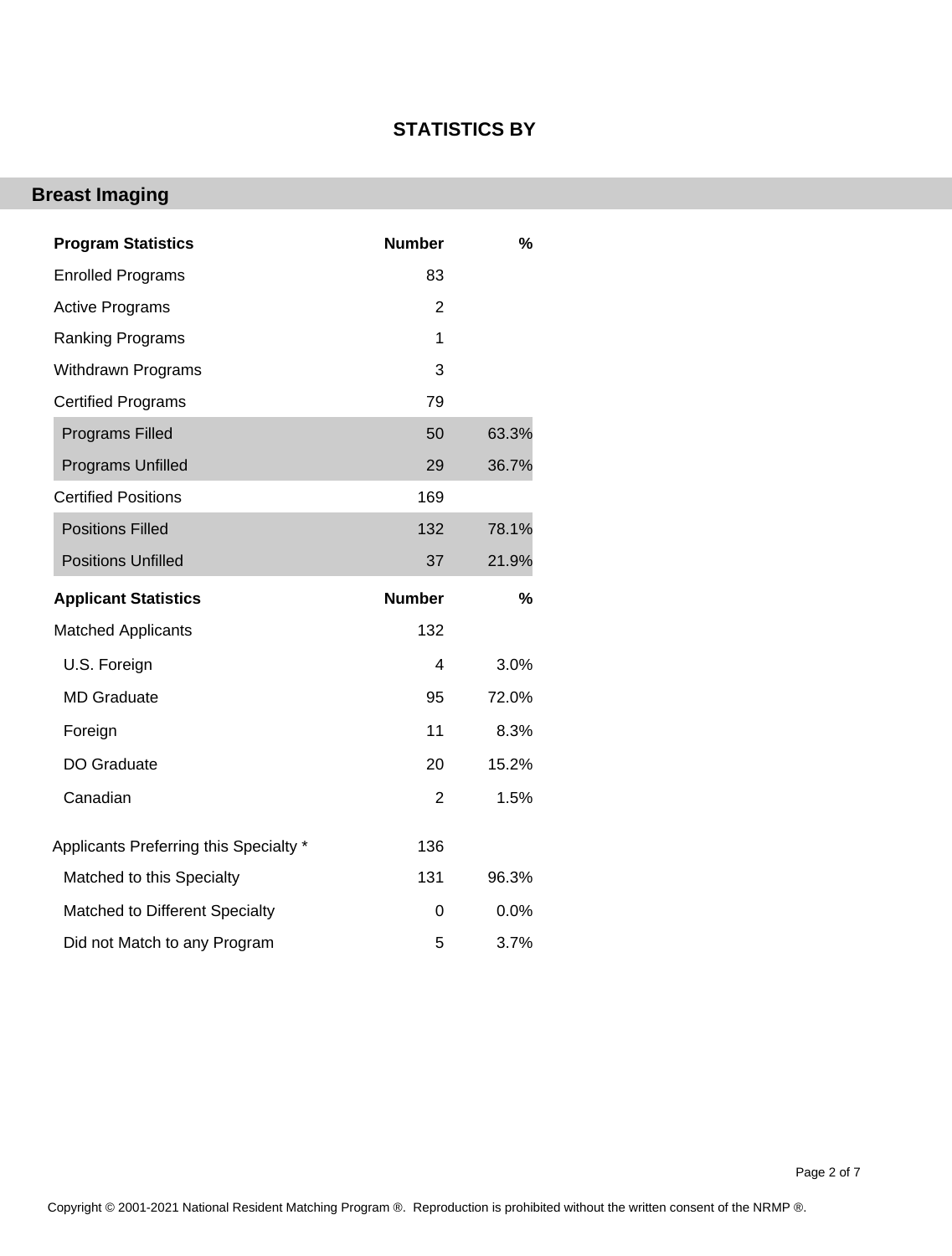## STATISTICS BY

### Breast Imaging

| Program Statistics | Number | % |
|---|---|---|
| Enrolled Programs | 83 | |
| Active Programs | 2 | |
| Ranking Programs | 1 | |
| Withdrawn Programs | 3 | |
| Certified Programs | 79 | |
| Programs Filled | 50 | 63.3% |
| Programs Unfilled | 29 | 36.7% |
| Certified Positions | 169 | |
| Positions Filled | 132 | 78.1% |
| Positions Unfilled | 37 | 21.9% |

| Applicant Statistics | Number | % |
|---|---|---|
| Matched Applicants | 132 | |
| U.S. Foreign | 4 | 3.0% |
| MD Graduate | 95 | 72.0% |
| Foreign | 11 | 8.3% |
| DO Graduate | 20 | 15.2% |
| Canadian | 2 | 1.5% |
| Applicants Preferring this Specialty * | 136 | |
| Matched to this Specialty | 131 | 96.3% |
| Matched to Different Specialty | 0 | 0.0% |
| Did not Match to any Program | 5 | 3.7% |

Copyright © 2001-2021 National Resident Matching Program ®. Reproduction is prohibited without the written consent of the NRMP ®.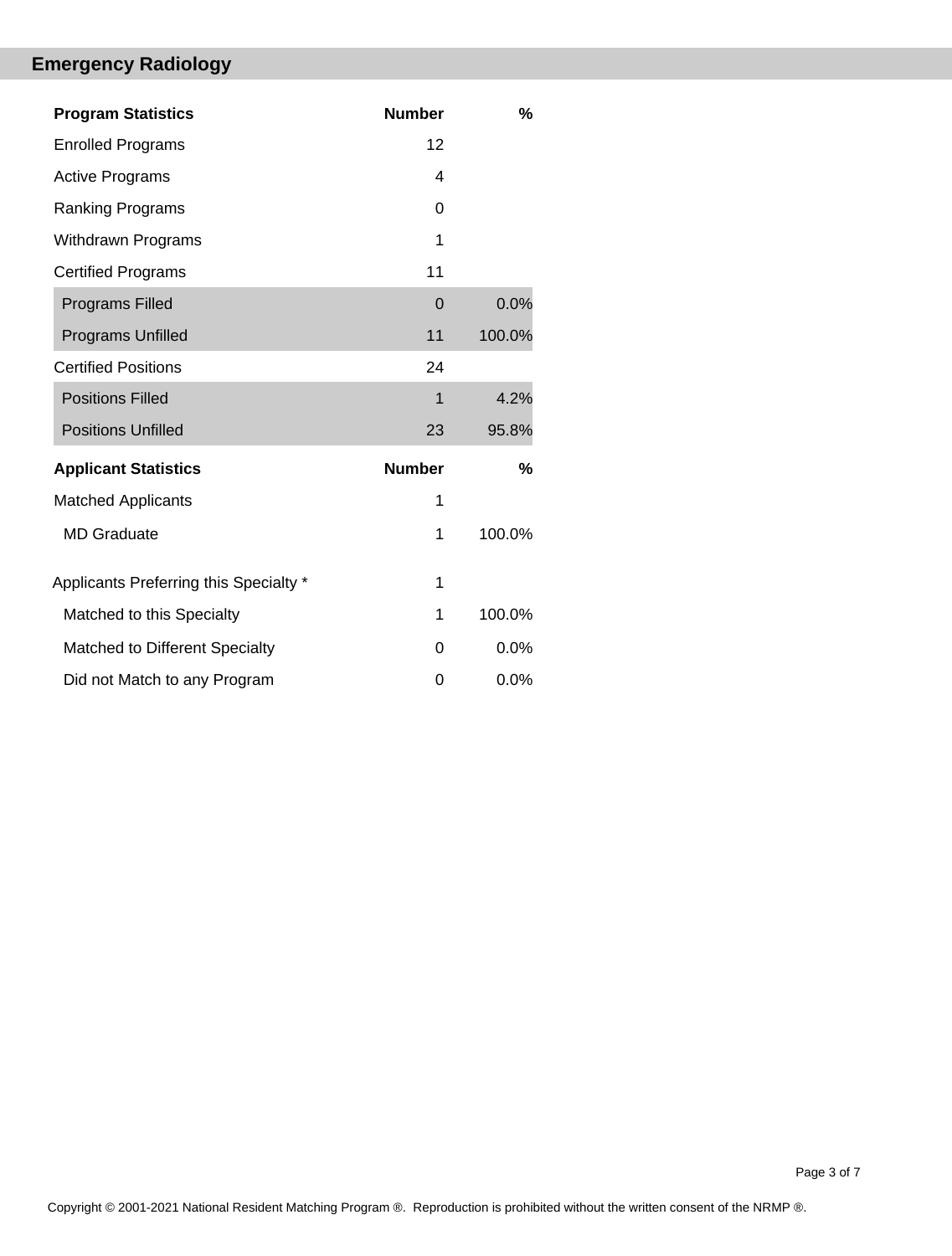## Emergency Radiology

| Program Statistics | Number | % |
|---|---|---|
| Enrolled Programs | 12 | |
| Active Programs | 4 | |
| Ranking Programs | 0 | |
| Withdrawn Programs | 1 | |
| Certified Programs | 11 | |
| Programs Filled | 0 | 0.0% |
| Programs Unfilled | 11 | 100.0% |
| Certified Positions | 24 | |
| Positions Filled | 1 | 4.2% |
| Positions Unfilled | 23 | 95.8% |

| Applicant Statistics | Number | % |
|---|---|---|
| Matched Applicants | 1 | |
| MD Graduate | 1 | 100.0% |
| Applicants Preferring this Specialty * | 1 | |
| Matched to this Specialty | 1 | 100.0% |
| Matched to Different Specialty | 0 | 0.0% |
| Did not Match to any Program | 0 | 0.0% |

Copyright © 2001-2021 National Resident Matching Program ®. Reproduction is prohibited without the written consent of the NRMP ®.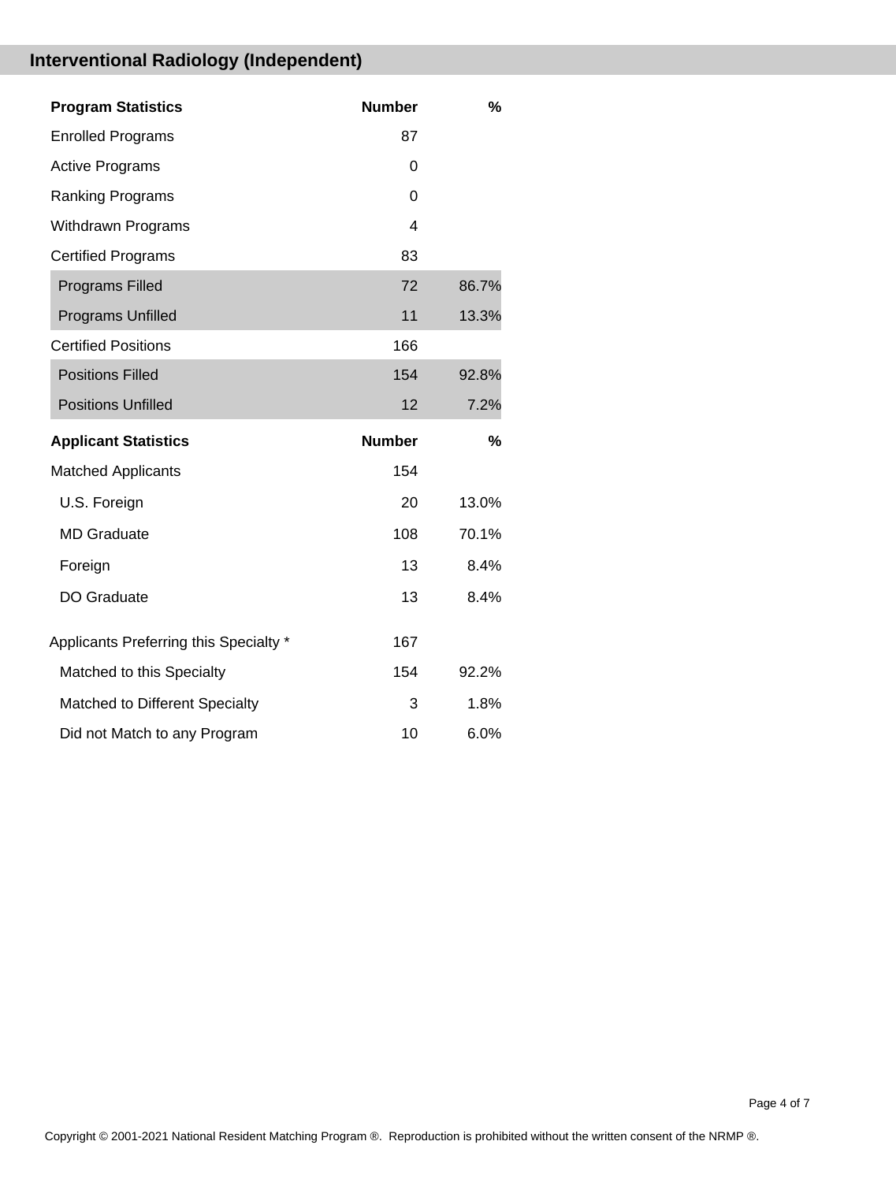## Interventional Radiology (Independent)

| Program Statistics | Number | % |
|---|---|---|
| Enrolled Programs | 87 | |
| Active Programs | 0 | |
| Ranking Programs | 0 | |
| Withdrawn Programs | 4 | |
| Certified Programs | 83 | |
| Programs Filled | 72 | 86.7% |
| Programs Unfilled | 11 | 13.3% |
| Certified Positions | 166 | |
| Positions Filled | 154 | 92.8% |
| Positions Unfilled | 12 | 7.2% |

| Applicant Statistics | Number | % |
|---|---|---|
| Matched Applicants | 154 | |
| U.S. Foreign | 20 | 13.0% |
| MD Graduate | 108 | 70.1% |
| Foreign | 13 | 8.4% |
| DO Graduate | 13 | 8.4% |
| Applicants Preferring this Specialty * | 167 | |
| Matched to this Specialty | 154 | 92.2% |
| Matched to Different Specialty | 3 | 1.8% |
| Did not Match to any Program | 10 | 6.0% |

Copyright © 2001-2021 National Resident Matching Program ®. Reproduction is prohibited without the written consent of the NRMP ®.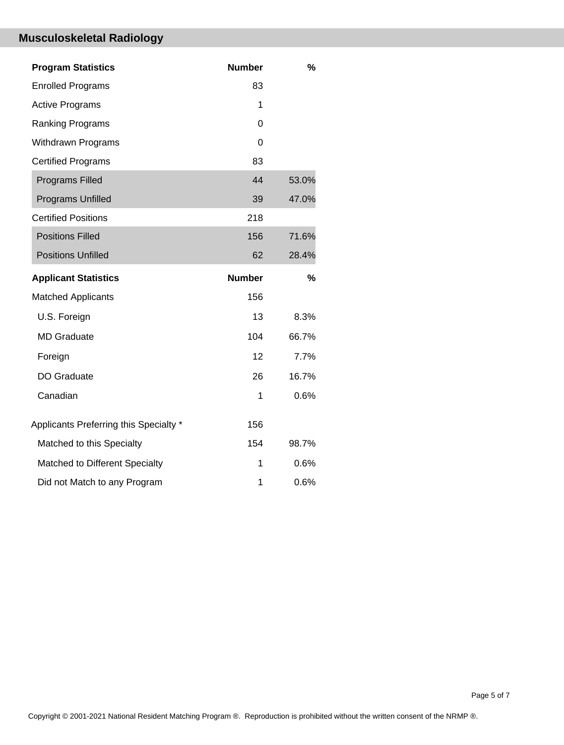## Musculoskeletal Radiology

| Program Statistics | Number | % |
|---|---|---|
| Enrolled Programs | 83 | |
| Active Programs | 1 | |
| Ranking Programs | 0 | |
| Withdrawn Programs | 0 | |
| Certified Programs | 83 | |
| Programs Filled | 44 | 53.0% |
| Programs Unfilled | 39 | 47.0% |
| Certified Positions | 218 | |
| Positions Filled | 156 | 71.6% |
| Positions Unfilled | 62 | 28.4% |

| Applicant Statistics | Number | % |
|---|---|---|
| Matched Applicants | 156 | |
| U.S. Foreign | 13 | 8.3% |
| MD Graduate | 104 | 66.7% |
| Foreign | 12 | 7.7% |
| DO Graduate | 26 | 16.7% |
| Canadian | 1 | 0.6% |
| Applicants Preferring this Specialty * | 156 | |
| Matched to this Specialty | 154 | 98.7% |
| Matched to Different Specialty | 1 | 0.6% |
| Did not Match to any Program | 1 | 0.6% |

Copyright © 2001-2021 National Resident Matching Program ®. Reproduction is prohibited without the written consent of the NRMP ®.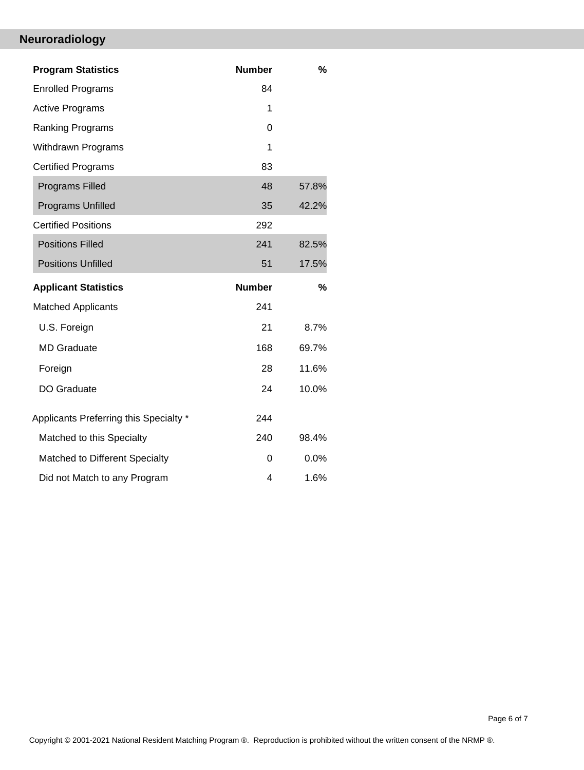## Neuroradiology

| Program Statistics | Number | % |
|---|---|---|
| Enrolled Programs | 84 | |
| Active Programs | 1 | |
| Ranking Programs | 0 | |
| Withdrawn Programs | 1 | |
| Certified Programs | 83 | |
| Programs Filled | 48 | 57.8% |
| Programs Unfilled | 35 | 42.2% |
| Certified Positions | 292 | |
| Positions Filled | 241 | 82.5% |
| Positions Unfilled | 51 | 17.5% |

| Applicant Statistics | Number | % |
|---|---|---|
| Matched Applicants | 241 | |
| U.S. Foreign | 21 | 8.7% |
| MD Graduate | 168 | 69.7% |
| Foreign | 28 | 11.6% |
| DO Graduate | 24 | 10.0% |
| Applicants Preferring this Specialty * | 244 | |
| Matched to this Specialty | 240 | 98.4% |
| Matched to Different Specialty | 0 | 0.0% |
| Did not Match to any Program | 4 | 1.6% |

Copyright © 2001-2021 National Resident Matching Program ®. Reproduction is prohibited without the written consent of the NRMP ®.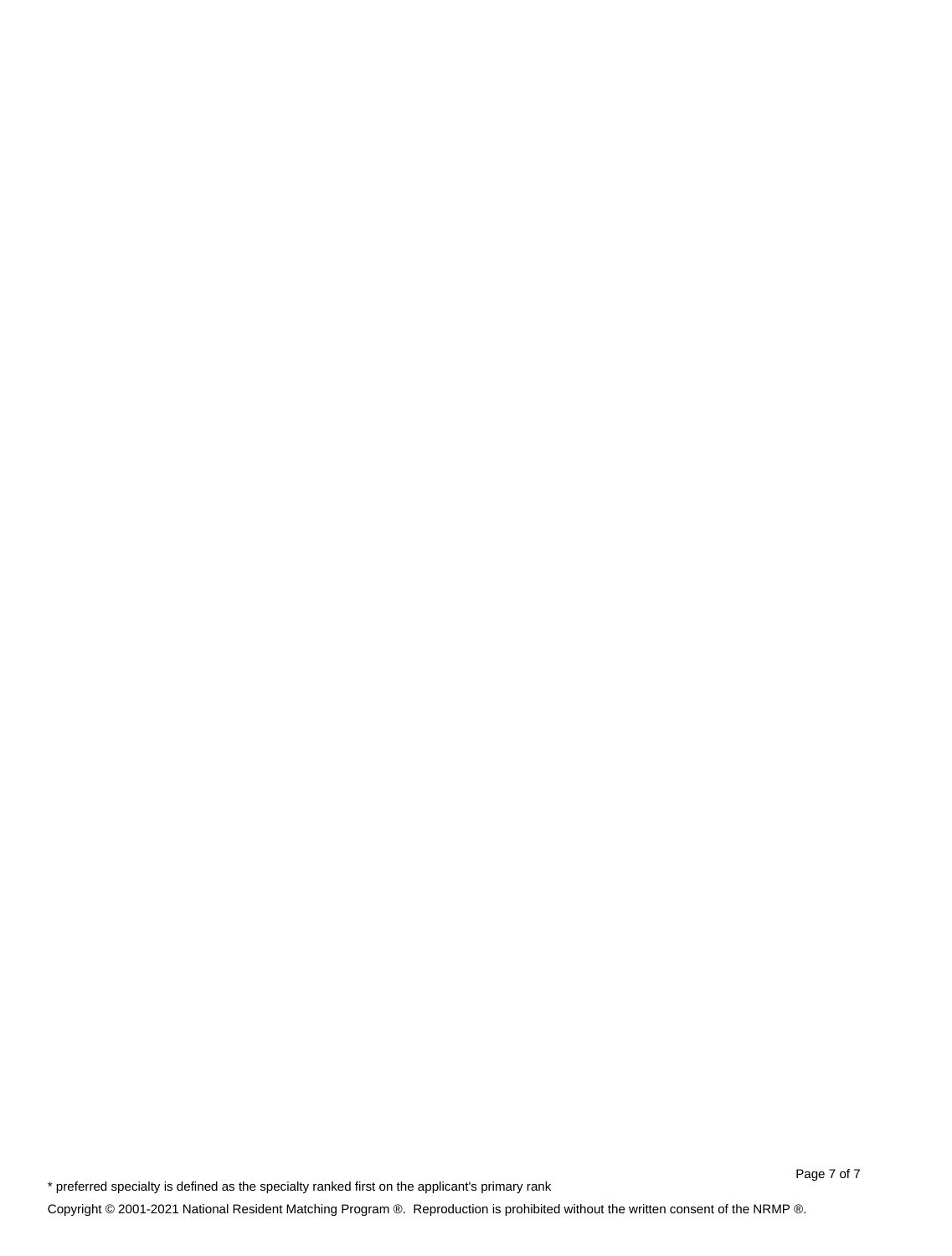* preferred specialty is defined as the specialty ranked first on the applicant's primary rank